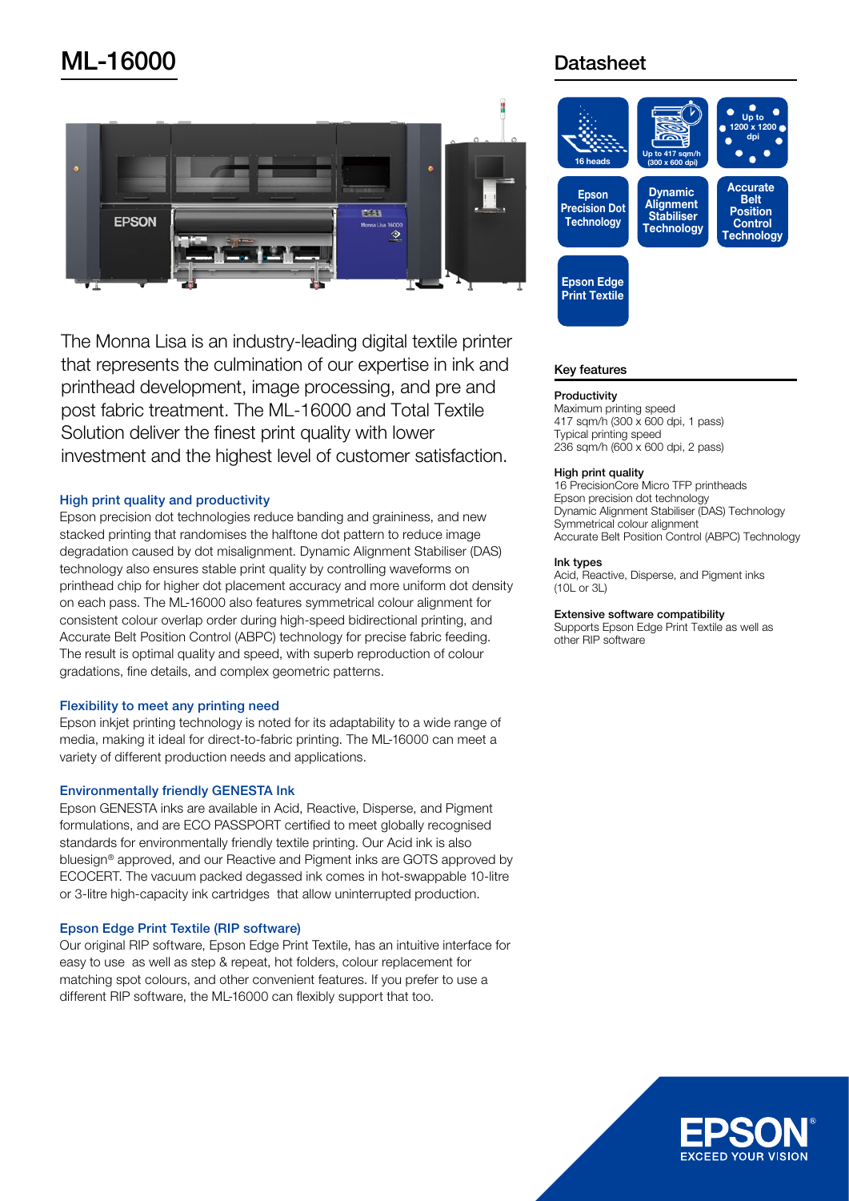# ML-16000

## Datasheet

16 heads

Up to 417 sqm/h (300 x 600 dpi)

Up to 1200 x 1200 dpi

Epson Precision Dot Technology

Dynamic Alignment Stabiliser Technology

Accurate Belt Position Control Technology

Epson Edge Print Textile

The Monna Lisa is an industry-leading digital textile printer that represents the culmination of our expertise in ink and printhead development, image processing, and pre and post fabric treatment. The ML-16000 and Total Textile Solution deliver the finest print quality with lower investment and the highest level of customer satisfaction.

### High print quality and productivity

Epson precision dot technologies reduce banding and graininess, and new stacked printing that randomises the halftone dot pattern to reduce image degradation caused by dot misalignment. Dynamic Alignment Stabiliser (DAS) technology also ensures stable print quality by controlling waveforms on printhead chip for higher dot placement accuracy and more uniform dot density on each pass. The ML-16000 also features symmetrical colour alignment for consistent colour overlap order during high-speed bidirectional printing, and Accurate Belt Position Control (ABPC) technology for precise fabric feeding. The result is optimal quality and speed, with superb reproduction of colour gradations, fine details, and complex geometric patterns.

### Flexibility to meet any printing need

Epson inkjet printing technology is noted for its adaptability to a wide range of media, making it ideal for direct-to-fabric printing. The ML-16000 can meet a variety of different production needs and applications.

### Environmentally friendly GENESTA Ink

Epson GENESTA inks are available in Acid, Reactive, Disperse, and Pigment formulations, and are ECO PASSPORT certified to meet globally recognised standards for environmentally friendly textile printing. Our Acid ink is also bluesign® approved, and our Reactive and Pigment inks are GOTS approved by ECOCERT. The vacuum packed degassed ink comes in hot-swappable 10-litre or 3-litre high-capacity ink cartridges that allow uninterrupted production.

### Epson Edge Print Textile (RIP software)

Our original RIP software, Epson Edge Print Textile, has an intuitive interface for easy to use as well as step & repeat, hot folders, colour replacement for matching spot colours, and other convenient features. If you prefer to use a different RIP software, the ML-16000 can flexibly support that too.

### Key features

**Productivity**
Maximum printing speed
417 sqm/h (300 x 600 dpi, 1 pass)
Typical printing speed
236 sqm/h (600 x 600 dpi, 2 pass)

**High print quality**
16 PrecisionCore Micro TFP printheads
Epson precision dot technology
Dynamic Alignment Stabiliser (DAS) Technology
Symmetrical colour alignment
Accurate Belt Position Control (ABPC) Technology

**Ink types**
Acid, Reactive, Disperse, and Pigment inks
(10L or 3L)

**Extensive software compatibility**
Supports Epson Edge Print Textile as well as other RIP software

EPSON
EXCEED YOUR VISION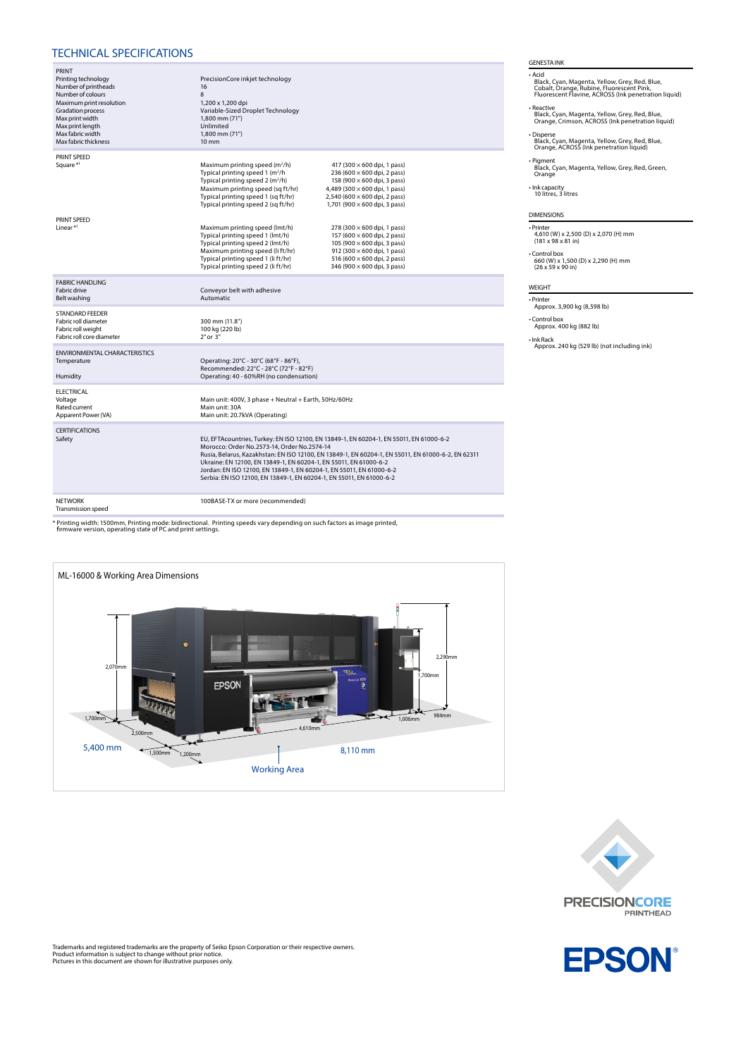## TECHNICAL SPECIFICATIONS

| | | |
|---|---|---|
| **PRINT** | | |
| Printing technology | PrecisionCore inkjet technology | |
| Number of printheads | 16 | |
| Number of colours | 8 | |
| Maximum print resolution | 1,200 x 1,200 dpi | |
| Gradation process | Variable-Sized Droplet Technology | |
| Max print width | 1,800 mm (71") | |
| Max print length | Unlimited | |
| Max fabric width | 1,800 mm (71") | |
| Max fabric thickness | 10 mm | |
| **PRINT SPEED** | | |
| Square *[1] | Maximum printing speed ($m^2$/h) | 417 (300 × 600 dpi, 1 pass) |
| | Typical printing speed 1 ($m^2$/h | 236 (600 × 600 dpi, 2 pass) |
| | Typical printing speed 2 ($m^2$/h) | 158 (900 × 600 dpi, 3 pass) |
| | Maximum printing speed (sq ft/hr) | 4,489 (300 × 600 dpi, 1 pass) |
| | Typical printing speed 1 (sq ft/hr) | 2,540 (600 × 600 dpi, 2 pass) |
| | Typical printing speed 2 (sq ft/hr) | 1,701 (900 × 600 dpi, 3 pass) |
| **PRINT SPEED** | | |
| Linear *[1] | Maximum printing speed (lmt/h) | 278 (300 × 600 dpi, 1 pass) |
| | Typical printing speed 1 (lmt/h) | 157 (600 × 600 dpi, 2 pass) |
| | Typical printing speed 2 (lmt/h) | 105 (900 × 600 dpi, 3 pass) |
| | Maximum printing speed (li ft/hr) | 912 (300 × 600 dpi, 1 pass) |
| | Typical printing speed 1 (li ft/hr) | 516 (600 × 600 dpi, 2 pass) |
| | Typical printing speed 2 (li ft/hr) | 346 (900 × 600 dpi, 3 pass) |
| **FABRIC HANDLING** | | |
| Fabric drive | Conveyor belt with adhesive | |
| Belt washing | Automatic | |
| **STANDARD FEEDER** | | |
| Fabric roll diameter | 300 mm (11.8") | |
| Fabric roll weight | 100 kg (220 lb) | |
| Fabric roll core diameter | 2" or 3" | |
| **ENVIRONMENTAL CHARACTERISTICS** | | |
| Temperature | Operating: 20°C - 30°C (68°F - 86°F), Recommended: 22°C - 28°C (72°F - 82°F) | |
| Humidity | Operating: 40 - 60%RH (no condensation) | |
| **ELECTRICAL** | | |
| Voltage | Main unit: 400V, 3 phase + Neutral + Earth, 50Hz/60Hz | |
| Rated current | Main unit: 30A | |
| Apparent Power (VA) | Main unit: 20.7kVA (Operating) | |
| **CERTIFICATIONS** | | |
| Safety | EU, EFTAcountries, Turkey: EN ISO 12100, EN 13849-1, EN 60204-1, EN 55011, EN 61000-6-2<br>Morocco: Order No.2573-14, Order No.2574-14<br>Rusia, Belarus, Kazakhstan: EN ISO 12100, EN 13849-1, EN 60204-1, EN 55011, EN 61000-6-2, EN 62311<br>Ukraine: EN 12100, EN 13849-1, EN 60204-1, EN 55011, EN 61000-6-2<br>Jordan: EN ISO 12100, EN 13849-1, EN 60204-1, EN 55011, EN 61000-6-2<br>Serbia: EN ISO 12100, EN 13849-1, EN 60204-1, EN 55011, EN 61000-6-2 | |
| **NETWORK** | | |
| Transmission speed | 100BASE-TX or more (recommended) | |

* Printing width: 1500mm, Printing mode: bidirectional. Printing speeds vary depending on such factors as image printed, firmware version, operating state of PC and print settings.

### GENESTA INK

- Acid
  Black, Cyan, Magenta, Yellow, Grey, Red, Blue, Cobalt, Orange, Rubine, Fluorescent Pink, Fluorescent Flavine, ACROSS (Ink penetration liquid)
- Reactive
  Black, Cyan, Magenta, Yellow, Grey, Red, Blue, Orange, Crimson, ACROSS (Ink penetration liquid)
- Disperse
  Black, Cyan, Magenta, Yellow, Grey, Red, Blue, Orange, ACROSS (Ink penetration liquid)
- Pigment
  Black, Cyan, Magenta, Yellow, Grey, Red, Green, Orange
- Ink capacity
  10 litres, 3 litres

### DIMENSIONS

- Printer
  4,610 (W) x 2,500 (D) x 2,070 (H) mm
  (181 x 98 x 81 in)
- Control box
  660 (W) x 1,500 (D) x 2,290 (H) mm
  (26 x 59 x 90 in)

### WEIGHT

- Printer
  Approx. 3,900 kg (8,598 lb)
- Control box
  Approx. 400 kg (882 lb)
- Ink Rack
  Approx. 240 kg (529 lb) (not including ink)

### ML-16000 & Working Area Dimensions

2,070mm
1,700mm
2,500mm
5,400 mm
1,500mm
1,200mm
4,610mm
8,110 mm
Working Area
2,290mm
1,700mm
1,006mm
984mm

PRECISIONCORE PRINTHEAD

EPSON®

Trademarks and registered trademarks are the property of Seiko Epson Corporation or their respective owners.
Product information is subject to change without prior notice.
Pictures in this document are shown for illustrative purposes only.